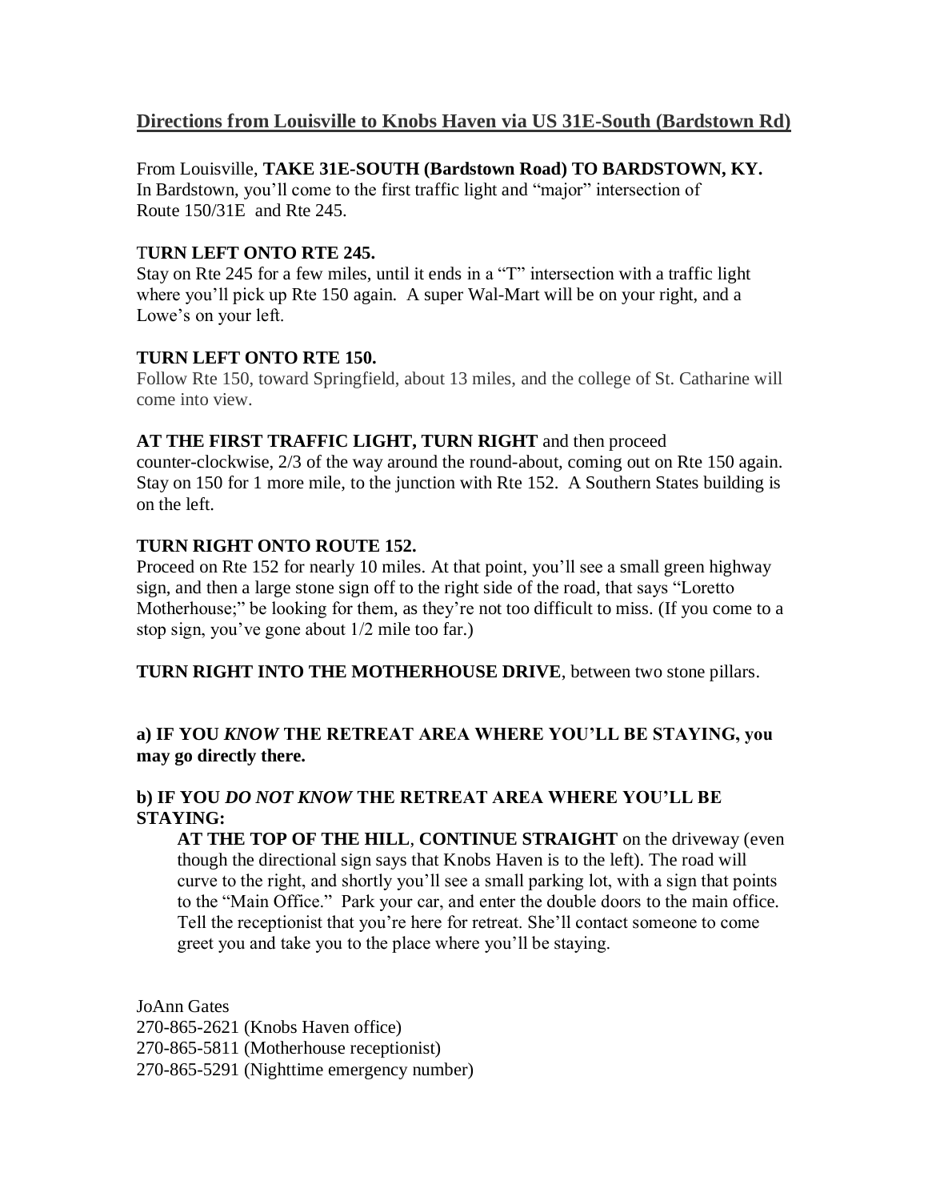## Directions from Louisville to Knobs Haven via US 31E-South (Bardstown Rd)

From Louisville, **TAKE 31E-SOUTH (Bardstown Road) TO BARDSTOWN, KY.**
In Bardstown, you'll come to the first traffic light and "major" intersection of Route 150/31E and Rte 245.

**TURN LEFT ONTO RTE 245.**
Stay on Rte 245 for a few miles, until it ends in a "T" intersection with a traffic light where you'll pick up Rte 150 again. A super Wal-Mart will be on your right, and a Lowe's on your left.

**TURN LEFT ONTO RTE 150.**
Follow Rte 150, toward Springfield, about 13 miles, and the college of St. Catharine will come into view.

**AT THE FIRST TRAFFIC LIGHT, TURN RIGHT** and then proceed counter-clockwise, 2/3 of the way around the round-about, coming out on Rte 150 again. Stay on 150 for 1 more mile, to the junction with Rte 152. A Southern States building is on the left.

**TURN RIGHT ONTO ROUTE 152.**
Proceed on Rte 152 for nearly 10 miles. At that point, you'll see a small green highway sign, and then a large stone sign off to the right side of the road, that says "Loretto Motherhouse;" be looking for them, as they're not too difficult to miss. (If you come to a stop sign, you've gone about 1/2 mile too far.)

**TURN RIGHT INTO THE MOTHERHOUSE DRIVE**, between two stone pillars.

**a) IF YOU *KNOW* THE RETREAT AREA WHERE YOU'LL BE STAYING, you may go directly there.**

**b) IF YOU *DO NOT KNOW* THE RETREAT AREA WHERE YOU'LL BE STAYING:**

**AT THE TOP OF THE HILL**, **CONTINUE STRAIGHT** on the driveway (even though the directional sign says that Knobs Haven is to the left). The road will curve to the right, and shortly you'll see a small parking lot, with a sign that points to the "Main Office." Park your car, and enter the double doors to the main office. Tell the receptionist that you're here for retreat. She'll contact someone to come greet you and take you to the place where you'll be staying.

JoAnn Gates
270-865-2621 (Knobs Haven office)
270-865-5811 (Motherhouse receptionist)
270-865-5291 (Nighttime emergency number)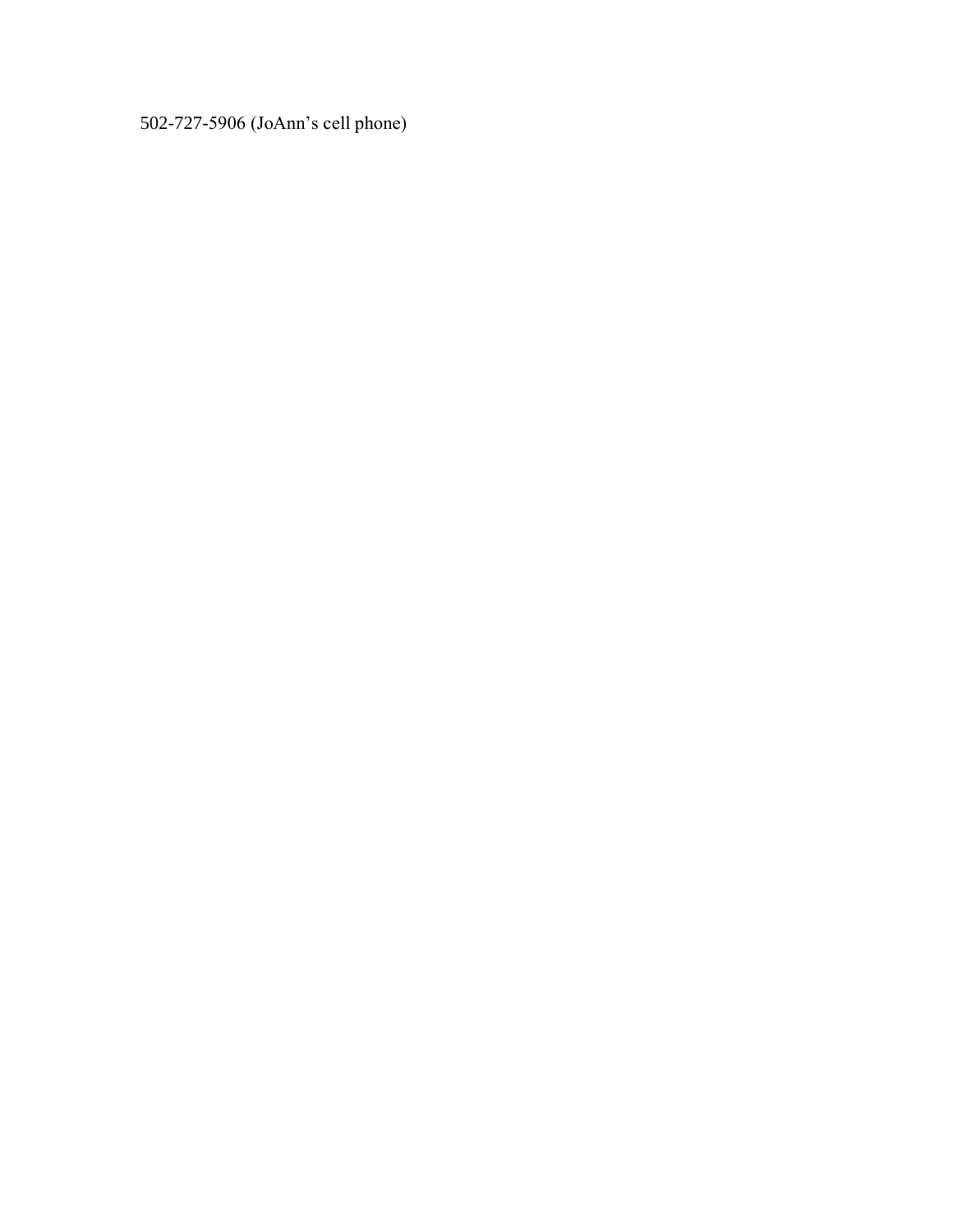502-727-5906 (JoAnn’s cell phone)